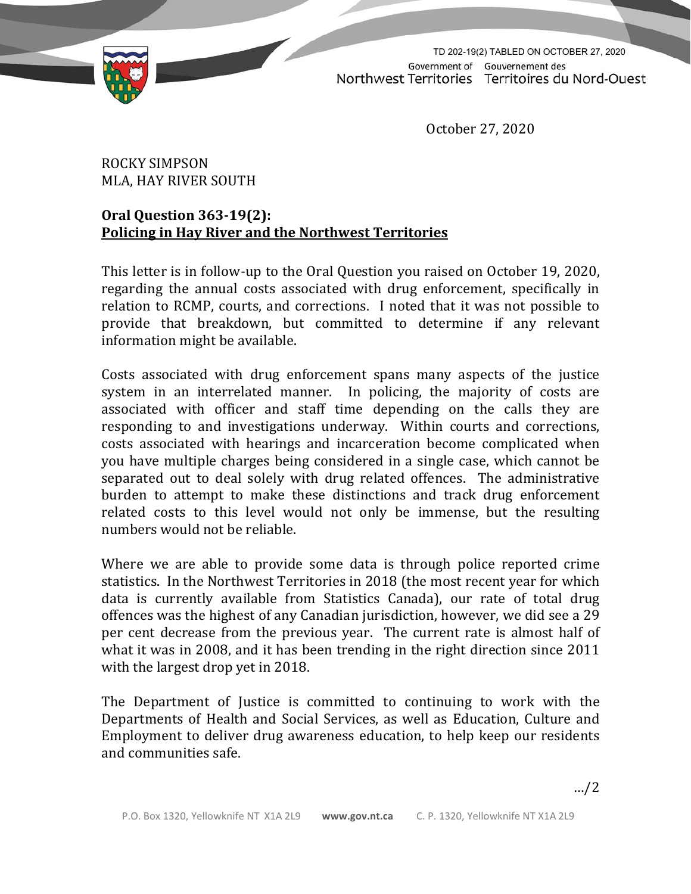TD 202-19(2) TABLED ON OCTOBER 27, 2020

Government of Northwest Territories  
Gouvernement des Territoires du Nord-Ouest

October 27, 2020

ROCKY SIMPSON  
MLA, HAY RIVER SOUTH

**Oral Question 363-19(2):**  
**<u>Policing in Hay River and the Northwest Territories</u>**

This letter is in follow-up to the Oral Question you raised on October 19, 2020, regarding the annual costs associated with drug enforcement, specifically in relation to RCMP, courts, and corrections. I noted that it was not possible to provide that breakdown, but committed to determine if any relevant information might be available.

Costs associated with drug enforcement spans many aspects of the justice system in an interrelated manner. In policing, the majority of costs are associated with officer and staff time depending on the calls they are responding to and investigations underway. Within courts and corrections, costs associated with hearings and incarceration become complicated when you have multiple charges being considered in a single case, which cannot be separated out to deal solely with drug related offences. The administrative burden to attempt to make these distinctions and track drug enforcement related costs to this level would not only be immense, but the resulting numbers would not be reliable.

Where we are able to provide some data is through police reported crime statistics. In the Northwest Territories in 2018 (the most recent year for which data is currently available from Statistics Canada), our rate of total drug offences was the highest of any Canadian jurisdiction, however, we did see a 29 per cent decrease from the previous year. The current rate is almost half of what it was in 2008, and it has been trending in the right direction since 2011 with the largest drop yet in 2018.

The Department of Justice is committed to continuing to work with the Departments of Health and Social Services, as well as Education, Culture and Employment to deliver drug awareness education, to help keep our residents and communities safe.

…/2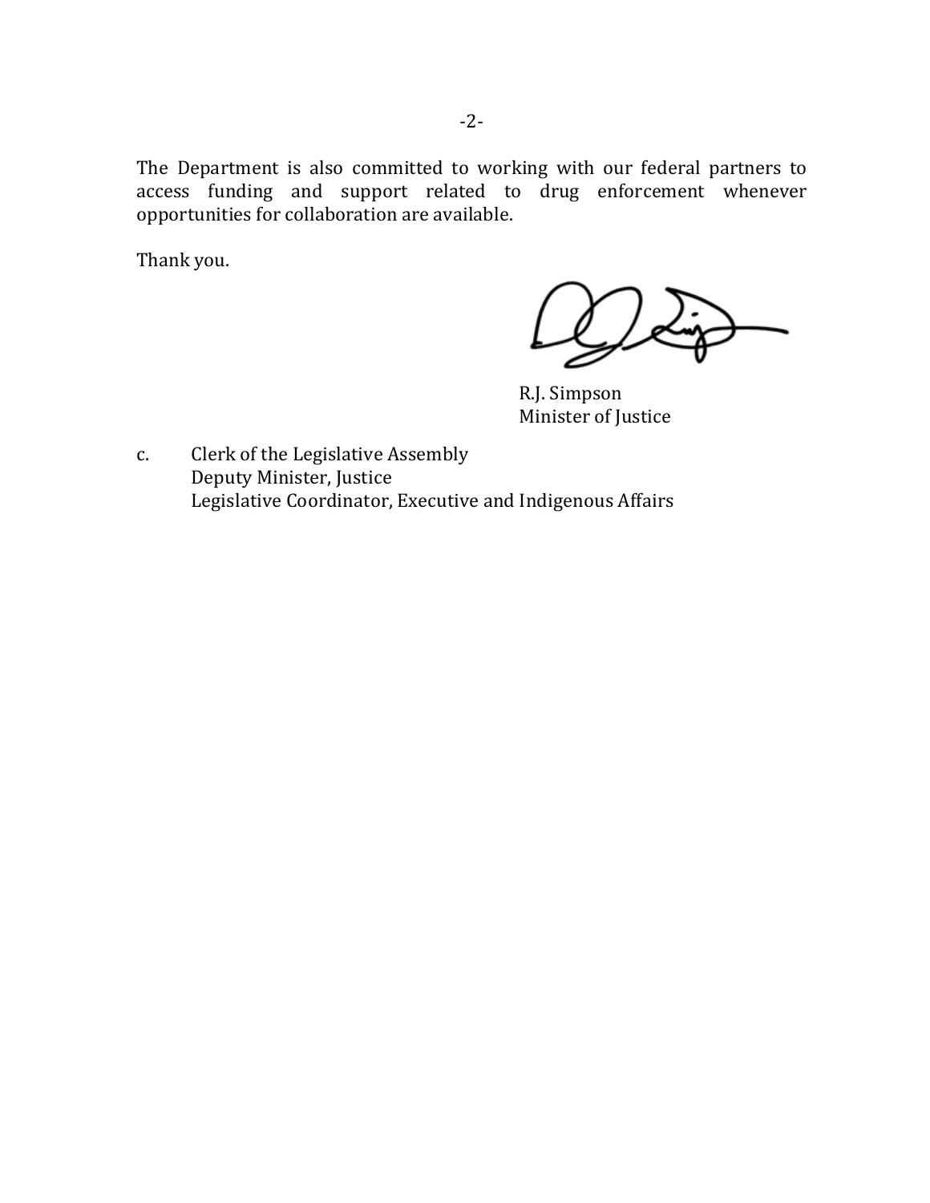The Department is also committed to working with our federal partners to access funding and support related to drug enforcement whenever opportunities for collaboration are available.

Thank you.

R.J. Simpson
Minister of Justice

c. Clerk of the Legislative Assembly
Deputy Minister, Justice
Legislative Coordinator, Executive and Indigenous Affairs